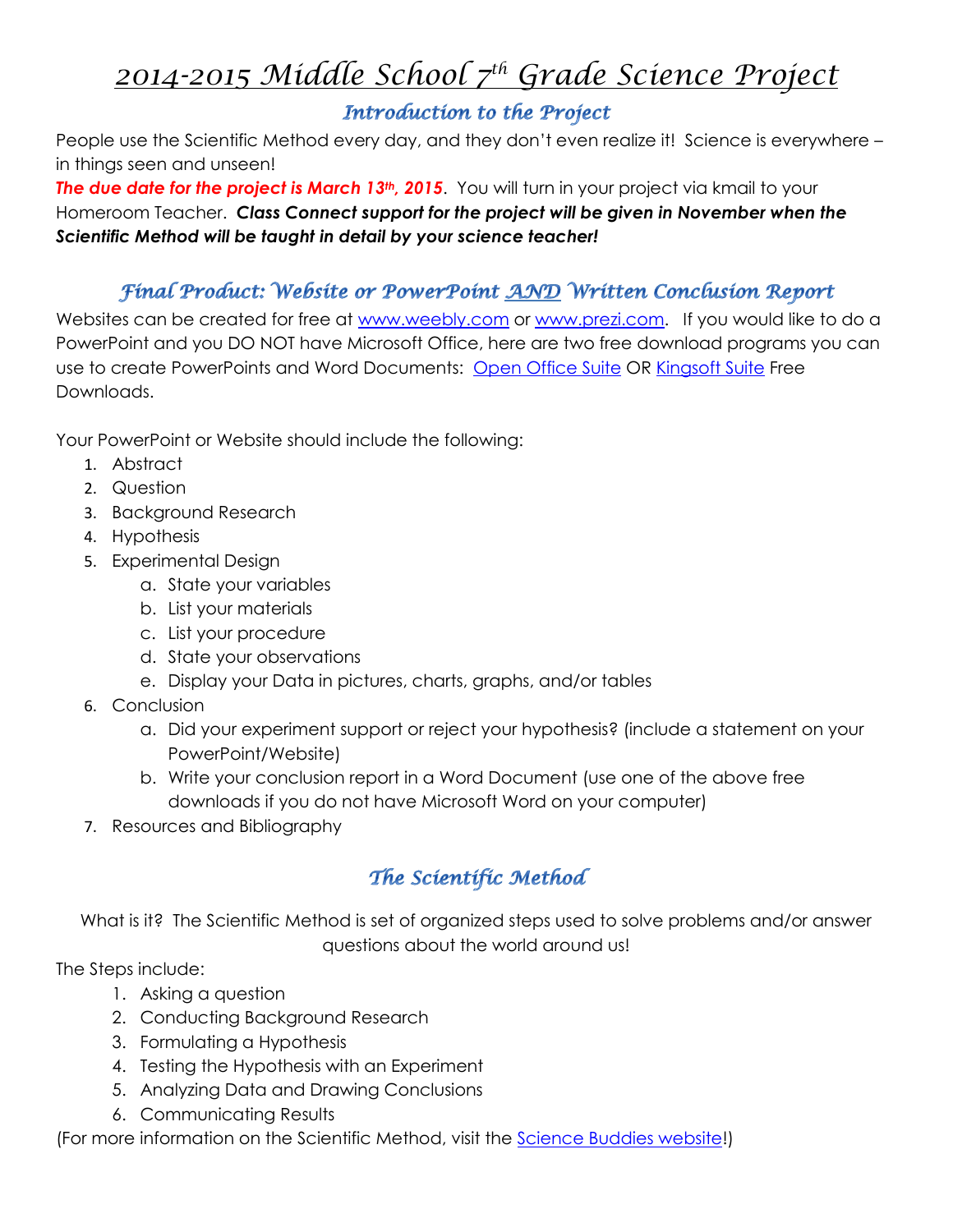# 2014-2015 Middle School 7th Grade Science Project

## Introduction to the Project

People use the Scientific Method every day, and they don't even realize it! Science is everywhere – in things seen and unseen!

***The due date for the project is March 13th, 2015***. You will turn in your project via kmail to your Homeroom Teacher. ***Class Connect support for the project will be given in November when the Scientific Method will be taught in detail by your science teacher!***

## Final Product: Website or PowerPoint AND Written Conclusion Report

Websites can be created for free at www.weebly.com or www.prezi.com. If you would like to do a PowerPoint and you DO NOT have Microsoft Office, here are two free download programs you can use to create PowerPoints and Word Documents: Open Office Suite OR Kingsoft Suite Free Downloads.

Your PowerPoint or Website should include the following:

1. Abstract
2. Question
3. Background Research
4. Hypothesis
5. Experimental Design
   a. State your variables
   b. List your materials
   c. List your procedure
   d. State your observations
   e. Display your Data in pictures, charts, graphs, and/or tables
6. Conclusion
   a. Did your experiment support or reject your hypothesis? (include a statement on your PowerPoint/Website)
   b. Write your conclusion report in a Word Document (use one of the above free downloads if you do not have Microsoft Word on your computer)
7. Resources and Bibliography

## The Scientific Method

What is it? The Scientific Method is set of organized steps used to solve problems and/or answer questions about the world around us!

The Steps include:

1. Asking a question
2. Conducting Background Research
3. Formulating a Hypothesis
4. Testing the Hypothesis with an Experiment
5. Analyzing Data and Drawing Conclusions
6. Communicating Results

(For more information on the Scientific Method, visit the Science Buddies website!)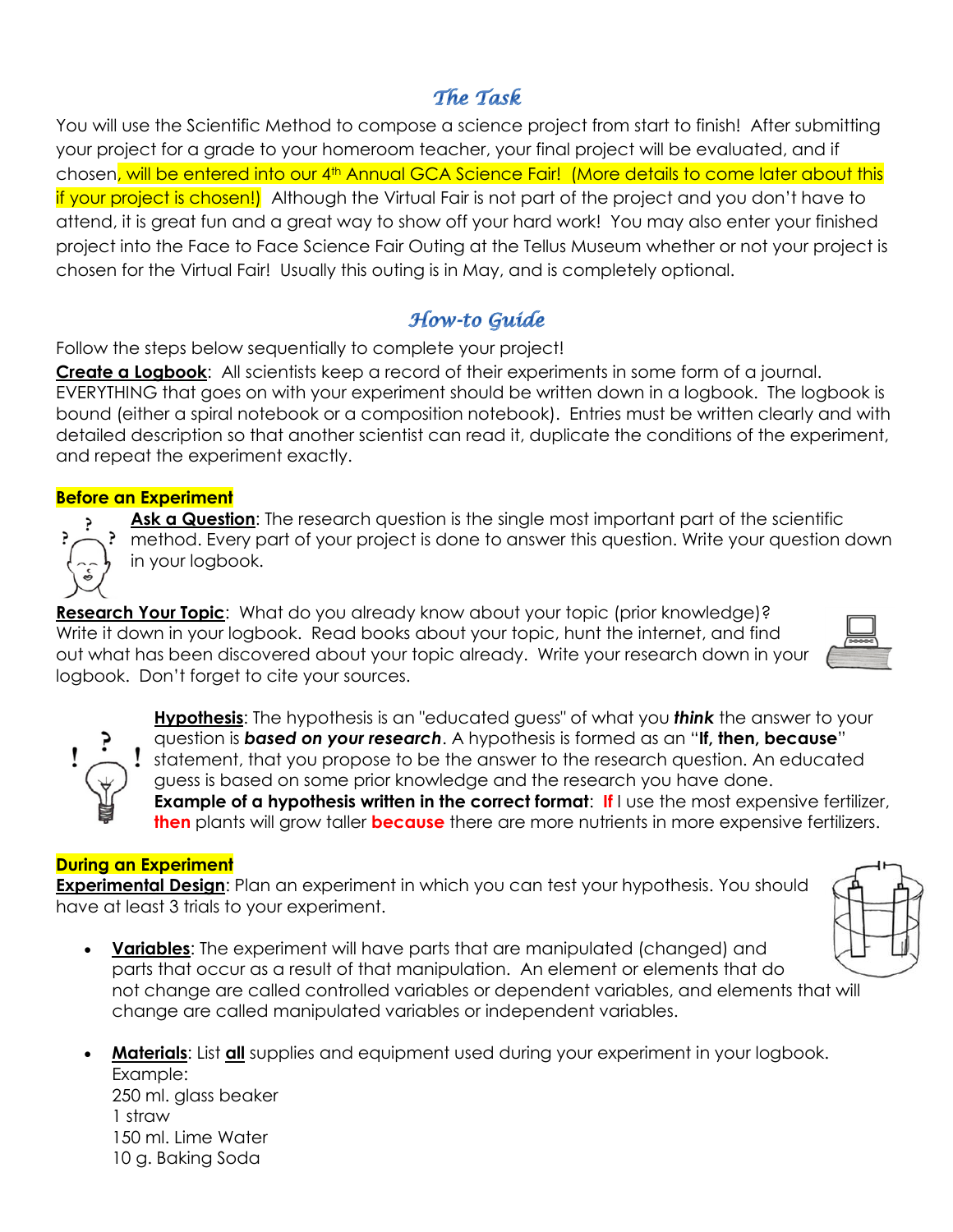## *The Task*

You will use the Scientific Method to compose a science project from start to finish! After submitting your project for a grade to your homeroom teacher, your final project will be evaluated, and if chosen, will be entered into our 4th Annual GCA Science Fair! (More details to come later about this if your project is chosen!) Although the Virtual Fair is not part of the project and you don't have to attend, it is great fun and a great way to show off your hard work! You may also enter your finished project into the Face to Face Science Fair Outing at the Tellus Museum whether or not your project is chosen for the Virtual Fair! Usually this outing is in May, and is completely optional.

## *How-to Guide*

Follow the steps below sequentially to complete your project!

**Create a Logbook**: All scientists keep a record of their experiments in some form of a journal. EVERYTHING that goes on with your experiment should be written down in a logbook. The logbook is bound (either a spiral notebook or a composition notebook). Entries must be written clearly and with detailed description so that another scientist can read it, duplicate the conditions of the experiment, and repeat the experiment exactly.

### Before an Experiment

**Ask a Question**: The research question is the single most important part of the scientific method. Every part of your project is done to answer this question. Write your question down in your logbook.

**Research Your Topic**: What do you already know about your topic (prior knowledge)? Write it down in your logbook. Read books about your topic, hunt the internet, and find out what has been discovered about your topic already. Write your research down in your logbook. Don't forget to cite your sources.

**Hypothesis**: The hypothesis is an "educated guess" of what you ***think*** the answer to your question is ***based on your research***. A hypothesis is formed as an "**If, then, because**" statement, that you propose to be the answer to the research question. An educated guess is based on some prior knowledge and the research you have done.
**Example of a hypothesis written in the correct format**: **If** I use the most expensive fertilizer, **then** plants will grow taller **because** there are more nutrients in more expensive fertilizers.

### During an Experiment

**Experimental Design**: Plan an experiment in which you can test your hypothesis. You should have at least 3 trials to your experiment.

- **Variables**: The experiment will have parts that are manipulated (changed) and parts that occur as a result of that manipulation. An element or elements that do not change are called controlled variables or dependent variables, and elements that will change are called manipulated variables or independent variables.

- **Materials**: List **all** supplies and equipment used during your experiment in your logbook.
  Example:
  250 ml. glass beaker
  1 straw
  150 ml. Lime Water
  10 g. Baking Soda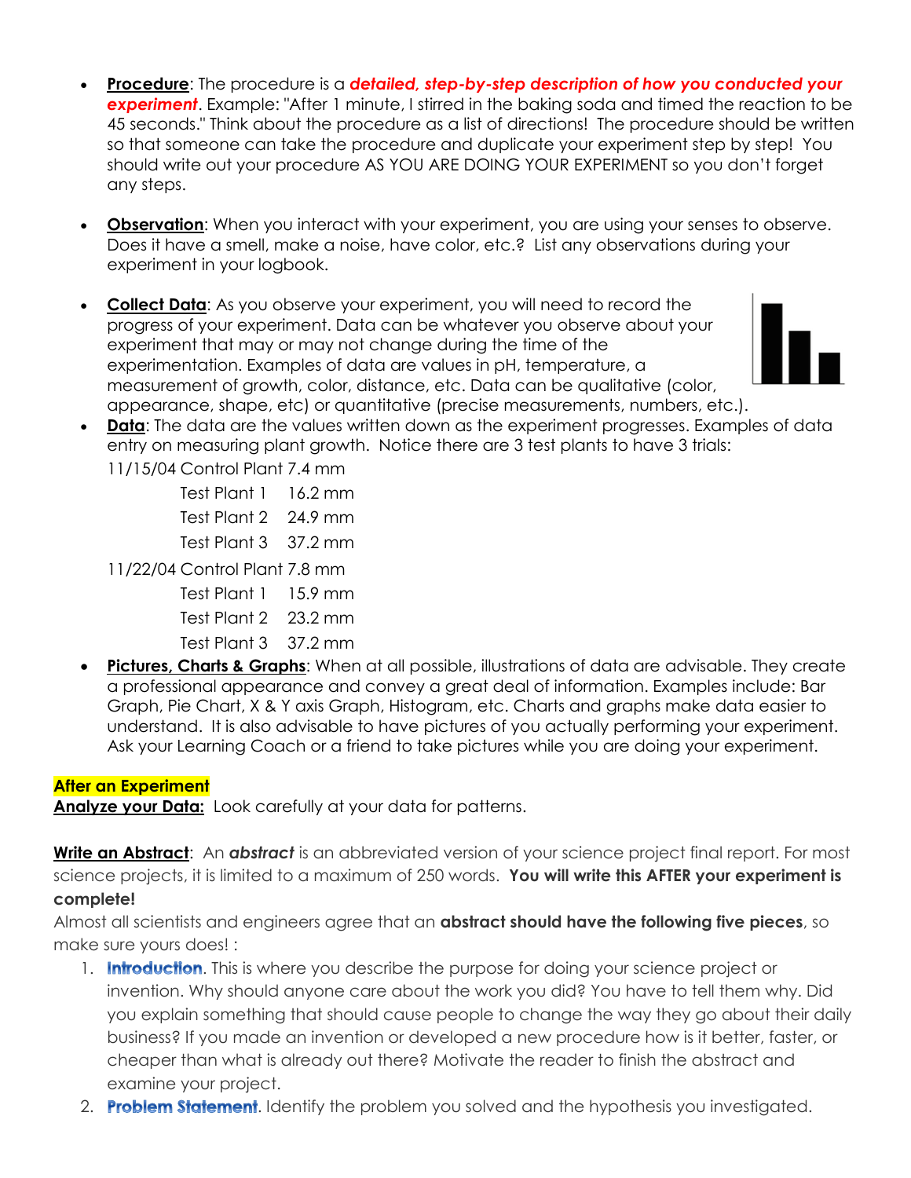- **Procedure**: The procedure is a ***detailed, step-by-step description of how you conducted your experiment***. Example: "After 1 minute, I stirred in the baking soda and timed the reaction to be 45 seconds." Think about the procedure as a list of directions! The procedure should be written so that someone can take the procedure and duplicate your experiment step by step! You should write out your procedure AS YOU ARE DOING YOUR EXPERIMENT so you don't forget any steps.

- **Observation**: When you interact with your experiment, you are using your senses to observe. Does it have a smell, make a noise, have color, etc.? List any observations during your experiment in your logbook.

- **Collect Data**: As you observe your experiment, you will need to record the progress of your experiment. Data can be whatever you observe about your experiment that may or may not change during the time of the experimentation. Examples of data are values in pH, temperature, a measurement of growth, color, distance, etc. Data can be qualitative (color, appearance, shape, etc) or quantitative (precise measurements, numbers, etc.).
- **Data**: The data are the values written down as the experiment progresses. Examples of data entry on measuring plant growth. Notice there are 3 test plants to have 3 trials:

  11/15/04 Control Plant 7.4 mm
  - Test Plant 1 16.2 mm
  - Test Plant 2 24.9 mm
  - Test Plant 3 37.2 mm

  11/22/04 Control Plant 7.8 mm
  - Test Plant 1 15.9 mm
  - Test Plant 2 23.2 mm
  - Test Plant 3 37.2 mm
- **Pictures, Charts & Graphs**: When at all possible, illustrations of data are advisable. They create a professional appearance and convey a great deal of information. Examples include: Bar Graph, Pie Chart, X & Y axis Graph, Histogram, etc. Charts and graphs make data easier to understand. It is also advisable to have pictures of you actually performing your experiment. Ask your Learning Coach or a friend to take pictures while you are doing your experiment.

**After an Experiment**

**Analyze your Data:** Look carefully at your data for patterns.

**Write an Abstract**: An ***abstract*** is an abbreviated version of your science project final report. For most science projects, it is limited to a maximum of 250 words. **You will write this AFTER your experiment is complete!**

Almost all scientists and engineers agree that an **abstract should have the following five pieces**, so make sure yours does! :

1. **Introduction**. This is where you describe the purpose for doing your science project or invention. Why should anyone care about the work you did? You have to tell them why. Did you explain something that should cause people to change the way they go about their daily business? If you made an invention or developed a new procedure how is it better, faster, or cheaper than what is already out there? Motivate the reader to finish the abstract and examine your project.
2. **Problem Statement**. Identify the problem you solved and the hypothesis you investigated.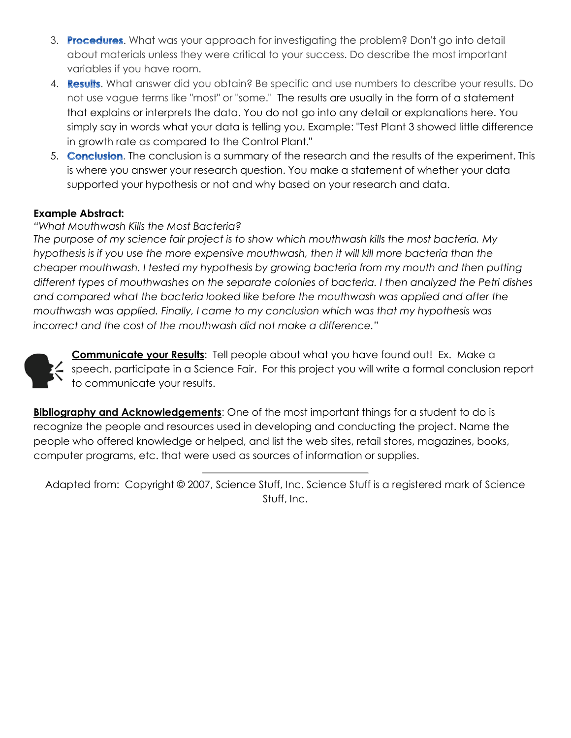3. **Procedures**. What was your approach for investigating the problem? Don't go into detail about materials unless they were critical to your success. Do describe the most important variables if you have room.
4. **Results**. What answer did you obtain? Be specific and use numbers to describe your results. Do not use vague terms like "most" or "some." The results are usually in the form of a statement that explains or interprets the data. You do not go into any detail or explanations here. You simply say in words what your data is telling you. Example: "Test Plant 3 showed little difference in growth rate as compared to the Control Plant."
5. **Conclusion**. The conclusion is a summary of the research and the results of the experiment. This is where you answer your research question. You make a statement of whether your data supported your hypothesis or not and why based on your research and data.

**Example Abstract:**

*"What Mouthwash Kills the Most Bacteria?*
*The purpose of my science fair project is to show which mouthwash kills the most bacteria. My hypothesis is if you use the more expensive mouthwash, then it will kill more bacteria than the cheaper mouthwash. I tested my hypothesis by growing bacteria from my mouth and then putting different types of mouthwashes on the separate colonies of bacteria. I then analyzed the Petri dishes and compared what the bacteria looked like before the mouthwash was applied and after the mouthwash was applied. Finally, I came to my conclusion which was that my hypothesis was incorrect and the cost of the mouthwash did not make a difference."*

**Communicate your Results**: Tell people about what you have found out! Ex. Make a speech, participate in a Science Fair. For this project you will write a formal conclusion report to communicate your results.

**Bibliography and Acknowledgements**: One of the most important things for a student to do is recognize the people and resources used in developing and conducting the project. Name the people who offered knowledge or helped, and list the web sites, retail stores, magazines, books, computer programs, etc. that were used as sources of information or supplies.

---

Adapted from: Copyright © 2007, Science Stuff, Inc. Science Stuff is a registered mark of Science Stuff, Inc.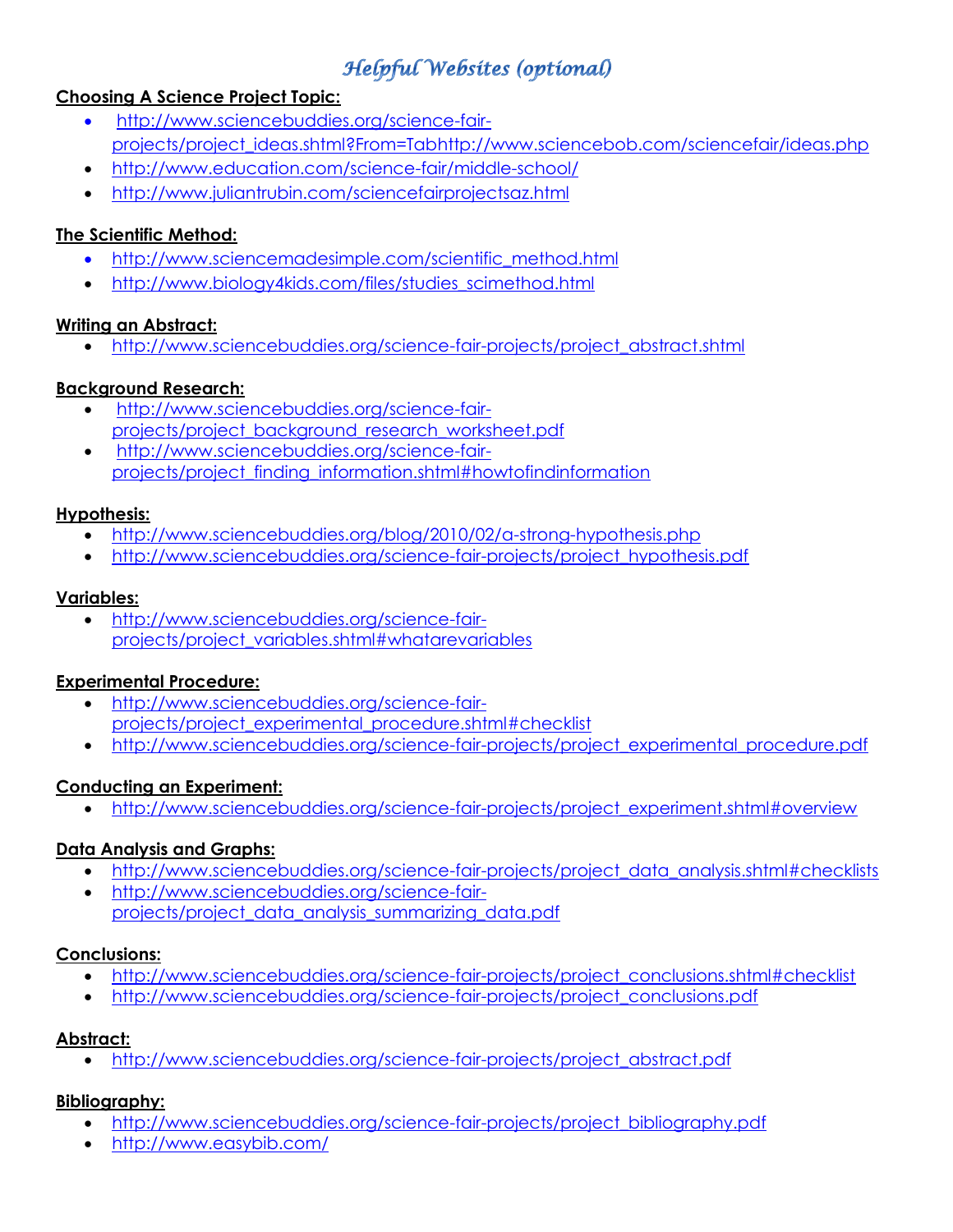# *Helpful Websites (optional)*

**Choosing A Science Project Topic:**

- http://www.sciencebuddies.org/science-fair-projects/project_ideas.shtml?From=Tabhttp://www.sciencebob.com/sciencefair/ideas.php
- http://www.education.com/science-fair/middle-school/
- http://www.juliantrubin.com/sciencefairprojectsaz.html

**The Scientific Method:**

- http://www.sciencemadesimple.com/scientific_method.html
- http://www.biology4kids.com/files/studies_scimethod.html

**Writing an Abstract:**

- http://www.sciencebuddies.org/science-fair-projects/project_abstract.shtml

**Background Research:**

- http://www.sciencebuddies.org/science-fair-projects/project_background_research_worksheet.pdf
- http://www.sciencebuddies.org/science-fair-projects/project_finding_information.shtml#howtofindinformation

**Hypothesis:**

- http://www.sciencebuddies.org/blog/2010/02/a-strong-hypothesis.php
- http://www.sciencebuddies.org/science-fair-projects/project_hypothesis.pdf

**Variables:**

- http://www.sciencebuddies.org/science-fair-projects/project_variables.shtml#whatarevariables

**Experimental Procedure:**

- http://www.sciencebuddies.org/science-fair-projects/project_experimental_procedure.shtml#checklist
- http://www.sciencebuddies.org/science-fair-projects/project_experimental_procedure.pdf

**Conducting an Experiment:**

- http://www.sciencebuddies.org/science-fair-projects/project_experiment.shtml#overview

**Data Analysis and Graphs:**

- http://www.sciencebuddies.org/science-fair-projects/project_data_analysis.shtml#checklists
- http://www.sciencebuddies.org/science-fair-projects/project_data_analysis_summarizing_data.pdf

**Conclusions:**

- http://www.sciencebuddies.org/science-fair-projects/project_conclusions.shtml#checklist
- http://www.sciencebuddies.org/science-fair-projects/project_conclusions.pdf

**Abstract:**

- http://www.sciencebuddies.org/science-fair-projects/project_abstract.pdf

**Bibliography:**

- http://www.sciencebuddies.org/science-fair-projects/project_bibliography.pdf
- http://www.easybib.com/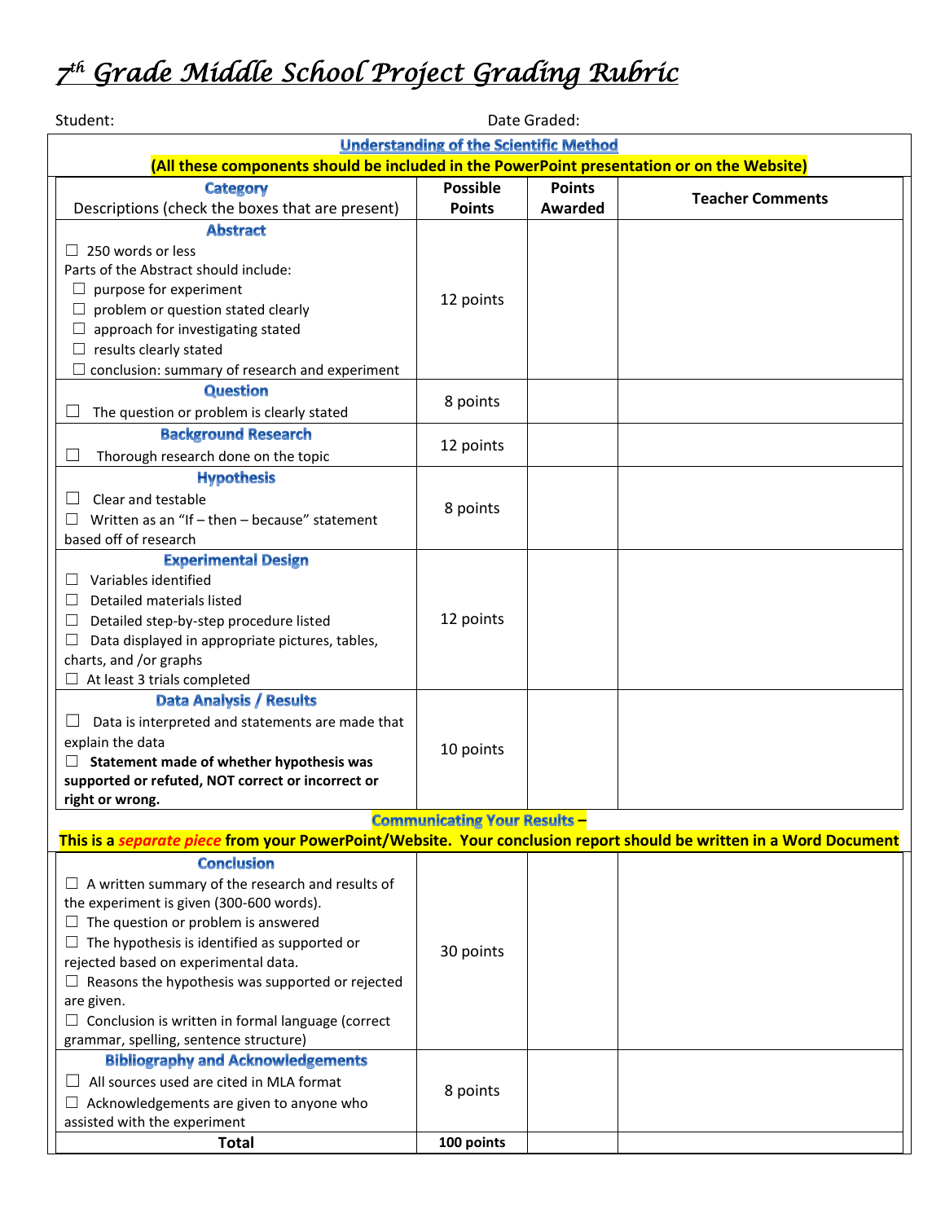# 7th Grade Middle School Project Grading Rubric

Student: Date Graded:

**Understanding of the Scientific Method**

**(All these components should be included in the PowerPoint presentation or on the Website)**

| **Category**<br>Descriptions (check the boxes that are present) | **Possible Points** | **Points Awarded** | **Teacher Comments** |
|---|---|---|---|
| **Abstract**<br>☐ 250 words or less<br>Parts of the Abstract should include:<br>☐ purpose for experiment<br>☐ problem or question stated clearly<br>☐ approach for investigating stated<br>☐ results clearly stated<br>☐ conclusion: summary of research and experiment | 12 points | | |
| **Question**<br>☐ The question or problem is clearly stated | 8 points | | |
| **Background Research**<br>☐ Thorough research done on the topic | 12 points | | |
| **Hypothesis**<br>☐ Clear and testable<br>☐ Written as an "If – then – because" statement based off of research | 8 points | | |
| **Experimental Design**<br>☐ Variables identified<br>☐ Detailed materials listed<br>☐ Detailed step-by-step procedure listed<br>☐ Data displayed in appropriate pictures, tables, charts, and /or graphs<br>☐ At least 3 trials completed | 12 points | | |
| **Data Analysis / Results**<br>☐ Data is interpreted and statements are made that explain the data<br>☐ **Statement made of whether hypothesis was supported or refuted, NOT correct or incorrect or right or wrong.** | 10 points | | |
| **Communicating Your Results –**<br>**This is a *separate piece* from your PowerPoint/Website. Your conclusion report should be written in a Word Document** | | | |
| **Conclusion**<br>☐ A written summary of the research and results of the experiment is given (300-600 words).<br>☐ The question or problem is answered<br>☐ The hypothesis is identified as supported or rejected based on experimental data.<br>☐ Reasons the hypothesis was supported or rejected are given.<br>☐ Conclusion is written in formal language (correct grammar, spelling, sentence structure) | 30 points | | |
| **Bibliography and Acknowledgements**<br>☐ All sources used are cited in MLA format<br>☐ Acknowledgements are given to anyone who assisted with the experiment | 8 points | | |
| **Total** | **100 points** | | |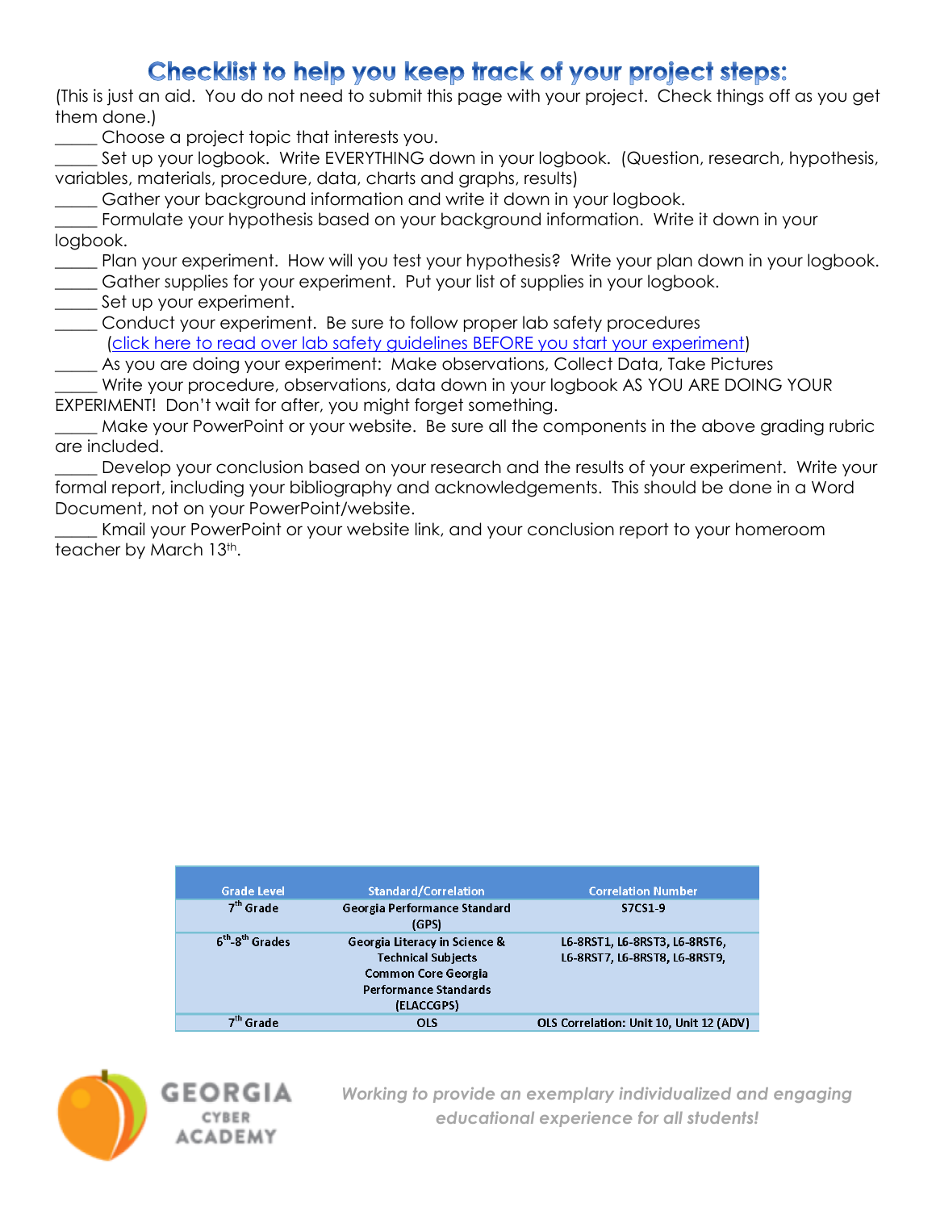# Checklist to help you keep track of your project steps:

(This is just an aid. You do not need to submit this page with your project. Check things off as you get them done.)

_____ Choose a project topic that interests you.

_____ Set up your logbook. Write EVERYTHING down in your logbook. (Question, research, hypothesis, variables, materials, procedure, data, charts and graphs, results)

_____ Gather your background information and write it down in your logbook.

_____ Formulate your hypothesis based on your background information. Write it down in your logbook.

_____ Plan your experiment. How will you test your hypothesis? Write your plan down in your logbook.

_____ Gather supplies for your experiment. Put your list of supplies in your logbook.

_____ Set up your experiment.

_____ Conduct your experiment. Be sure to follow proper lab safety procedures (click here to read over lab safety guidelines BEFORE you start your experiment)

_____ As you are doing your experiment: Make observations, Collect Data, Take Pictures

_____ Write your procedure, observations, data down in your logbook AS YOU ARE DOING YOUR EXPERIMENT! Don't wait for after, you might forget something.

_____ Make your PowerPoint or your website. Be sure all the components in the above grading rubric are included.

_____ Develop your conclusion based on your research and the results of your experiment. Write your formal report, including your bibliography and acknowledgements. This should be done in a Word Document, not on your PowerPoint/website.

_____ Kmail your PowerPoint or your website link, and your conclusion report to your homeroom teacher by March 13th.

| Grade Level | Standard/Correlation | Correlation Number |
|---|---|---|
| 7th Grade | Georgia Performance Standard (GPS) | S7CS1-9 |
| 6th-8th Grades | Georgia Literacy in Science & Technical Subjects Common Core Georgia Performance Standards (ELACCGPS) | L6-8RST1, L6-8RST3, L6-8RST6, L6-8RST7, L6-8RST8, L6-8RST9, |
| 7th Grade | OLS | OLS Correlation: Unit 10, Unit 12 (ADV) |

GEORGIA CYBER ACADEMY

*Working to provide an exemplary individualized and engaging educational experience for all students!*